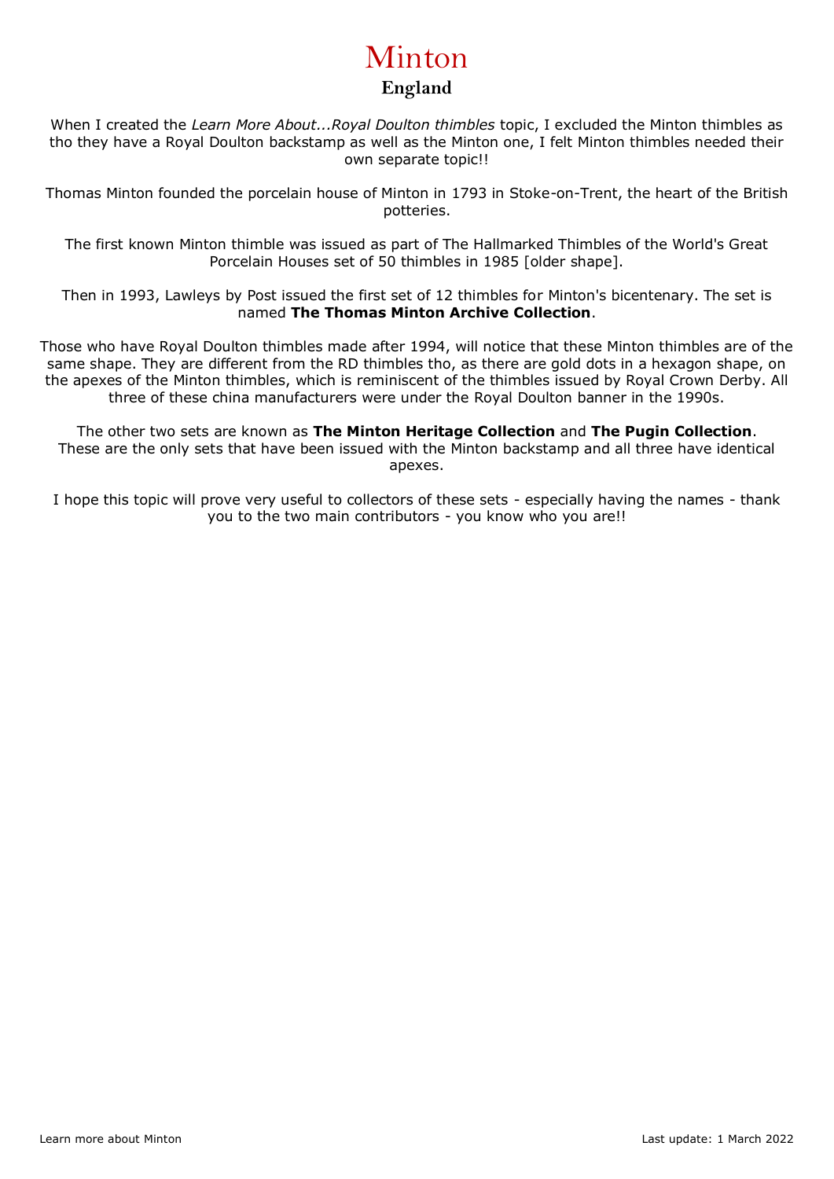# Minton

## England

When I created the *Learn More About...Royal Doulton thimbles* topic, I excluded the Minton thimbles as tho they have a Royal Doulton backstamp as well as the Minton one, I felt Minton thimbles needed their own separate topic!!

Thomas Minton founded the porcelain house of Minton in 1793 in Stoke-on-Trent, the heart of the British potteries.

The first known Minton thimble was issued as part of The Hallmarked Thimbles of the World's Great Porcelain Houses set of 50 thimbles in 1985 [older shape].

Then in 1993, Lawleys by Post issued the first set of 12 thimbles for Minton's bicentenary. The set is named **The Thomas Minton Archive Collection**.

Those who have Royal Doulton thimbles made after 1994, will notice that these Minton thimbles are of the same shape. They are different from the RD thimbles tho, as there are gold dots in a hexagon shape, on the apexes of the Minton thimbles, which is reminiscent of the thimbles issued by Royal Crown Derby. All three of these china manufacturers were under the Royal Doulton banner in the 1990s.

The other two sets are known as **The Minton Heritage Collection** and **The Pugin Collection**. These are the only sets that have been issued with the Minton backstamp and all three have identical apexes.

I hope this topic will prove very useful to collectors of these sets - especially having the names - thank you to the two main contributors - you know who you are!!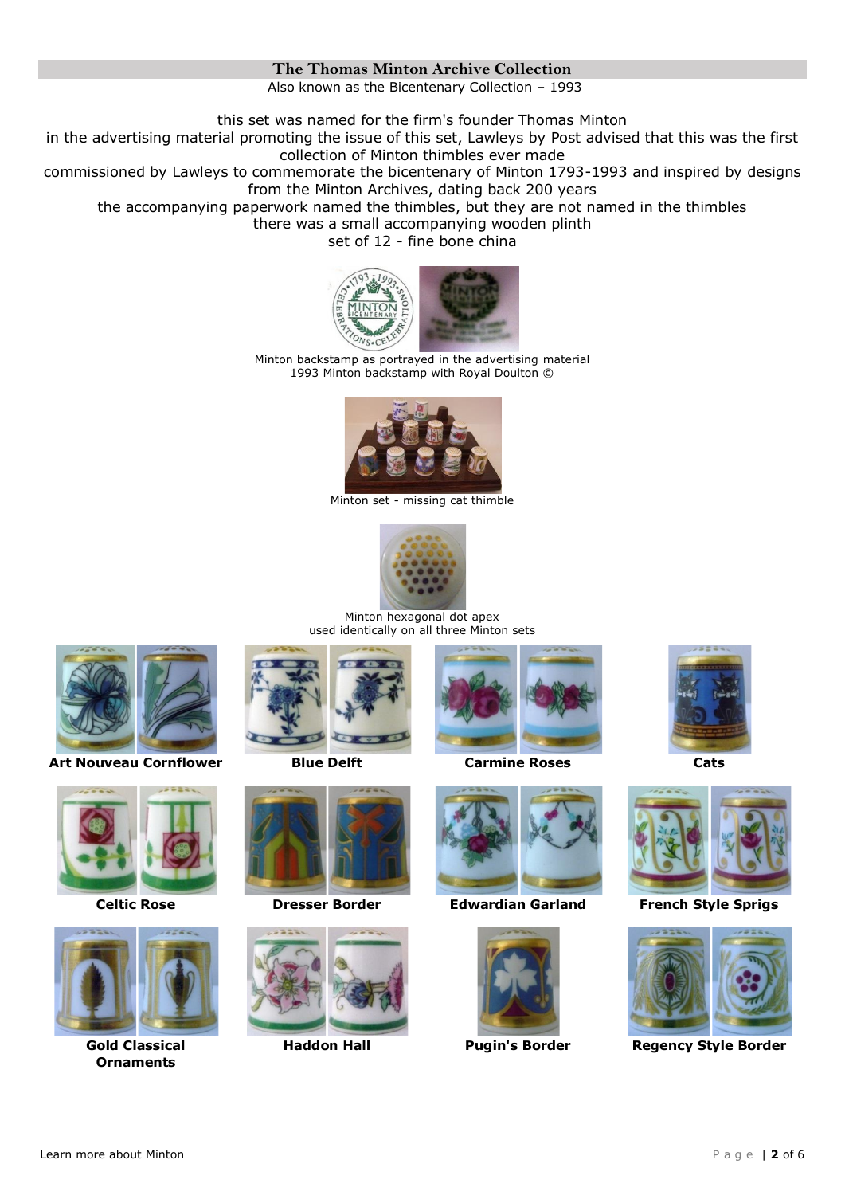# The Thomas Minton Archive Collection

Also known as the Bicentenary Collection – 1993

this set was named for the firm's founder Thomas Minton
in the advertising material promoting the issue of this set, Lawleys by Post advised that this was the first collection of Minton thimbles ever made
commissioned by Lawleys to commemorate the bicentenary of Minton 1793-1993 and inspired by designs from the Minton Archives, dating back 200 years
the accompanying paperwork named the thimbles, but they are not named in the thimbles
there was a small accompanying wooden plinth
set of 12 - fine bone china

Minton backstamp as portrayed in the advertising material
1993 Minton backstamp with Royal Doulton ©

Minton set - missing cat thimble

Minton hexagonal dot apex
used identically on all three Minton sets

**Art Nouveau Cornflower**

**Blue Delft**

**Carmine Roses**

**Cats**

**Celtic Rose**

**Dresser Border**

**Edwardian Garland**

**French Style Sprigs**

**Gold Classical Ornaments**

**Haddon Hall**

**Pugin's Border**

**Regency Style Border**

Learn more about Minton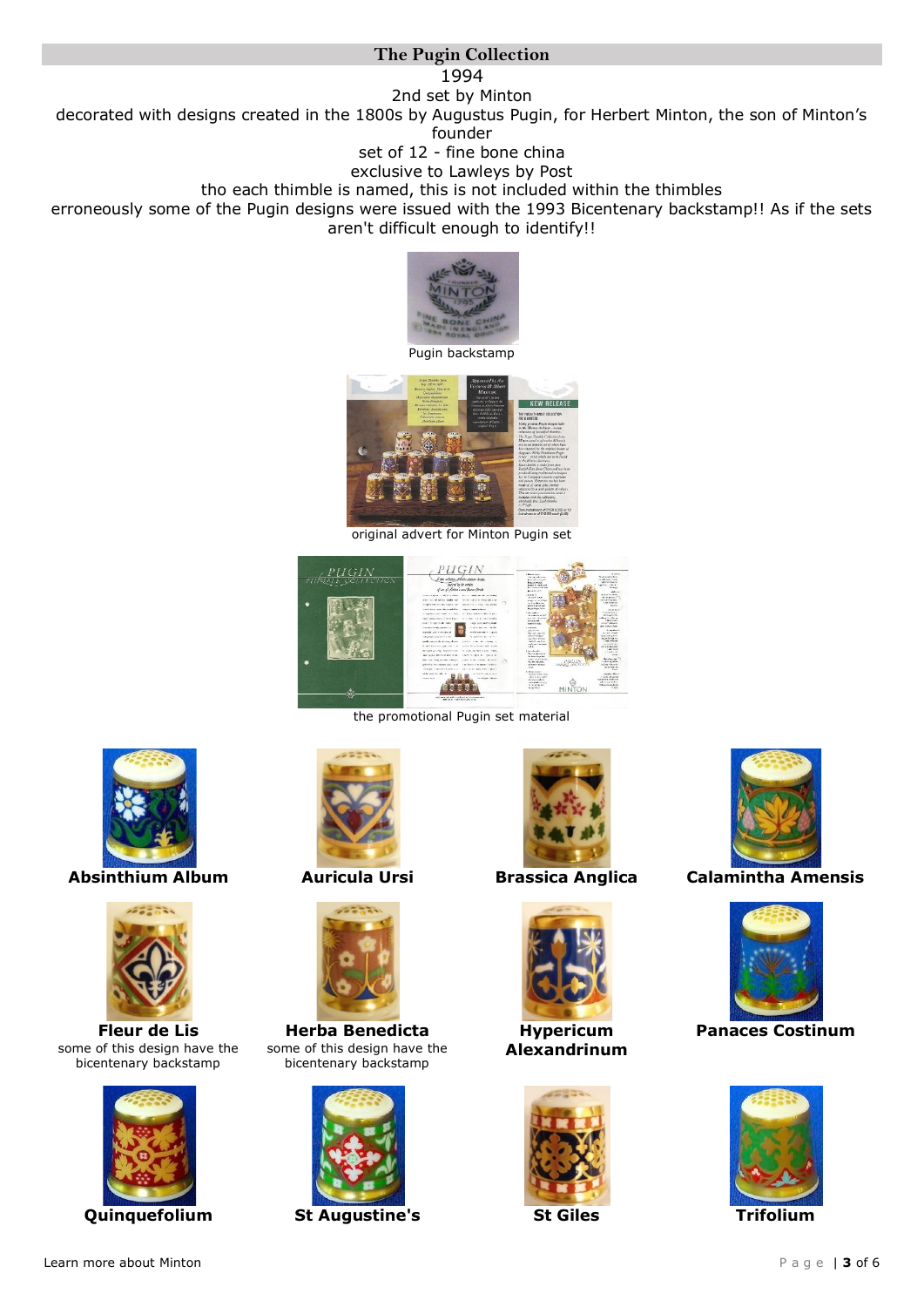## The Pugin Collection

1994

2nd set by Minton

decorated with designs created in the 1800s by Augustus Pugin, for Herbert Minton, the son of Minton's founder

set of 12 - fine bone china

exclusive to Lawleys by Post

tho each thimble is named, this is not included within the thimbles

erroneously some of the Pugin designs were issued with the 1993 Bicentenary backstamp!! As if the sets aren't difficult enough to identify!!

Pugin backstamp

original advert for Minton Pugin set

the promotional Pugin set material

**Absinthium Album**

**Auricula Ursi**

**Brassica Anglica**

**Calamintha Amensis**

**Fleur de Lis**
some of this design have the bicentenary backstamp

**Herba Benedicta**
some of this design have the bicentenary backstamp

**Hypericum Alexandrinum**

**Panaces Costinum**

**Quinquefolium**

**St Augustine's**

**St Giles**

**Trifolium**

Learn more about Minton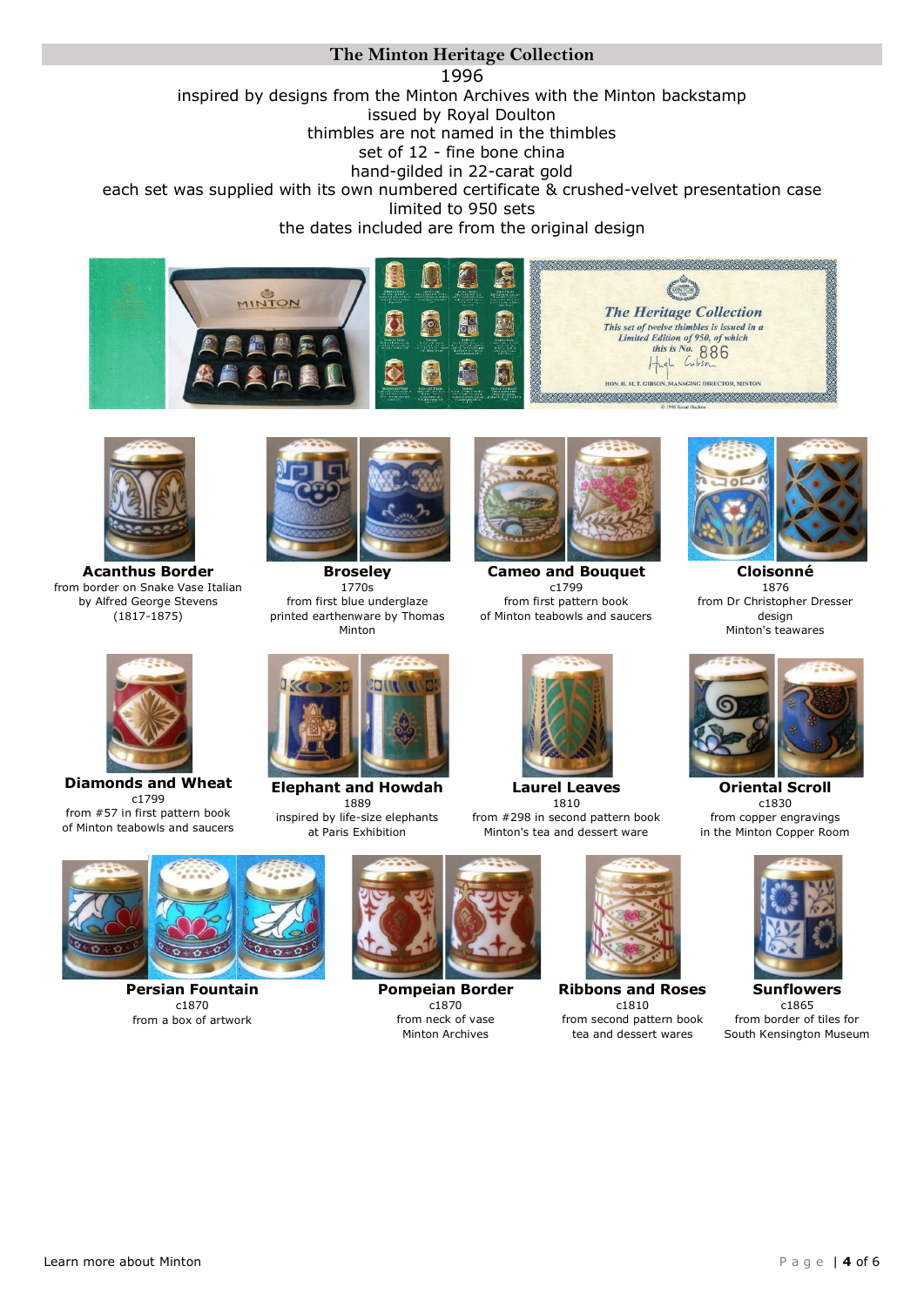## The Minton Heritage Collection

1996

inspired by designs from the Minton Archives with the Minton backstamp

issued by Royal Doulton

thimbles are not named in the thimbles

set of 12 - fine bone china

hand-gilded in 22-carat gold

each set was supplied with its own numbered certificate & crushed-velvet presentation case

limited to 950 sets

the dates included are from the original design

**Acanthus Border**
from border on Snake Vase Italian
by Alfred George Stevens
(1817-1875)

**Broseley**
1770s
from first blue underglaze
printed earthenware by Thomas
Minton

**Cameo and Bouquet**
c1799
from first pattern book
of Minton teabowls and saucers

**Cloisonné**
1876
from Dr Christopher Dresser
design
Minton's teawares

**Diamonds and Wheat**
c1799
from #57 in first pattern book
of Minton teabowls and saucers

**Elephant and Howdah**
1889
inspired by life-size elephants
at Paris Exhibition

**Laurel Leaves**
1810
from #298 in second pattern book
Minton's tea and dessert ware

**Oriental Scroll**
c1830
from copper engravings
in the Minton Copper Room

**Persian Fountain**
c1870
from a box of artwork

**Pompeian Border**
c1870
from neck of vase
Minton Archives

**Ribbons and Roses**
c1810
from second pattern book
tea and dessert wares

**Sunflowers**
c1865
from border of tiles for
South Kensington Museum

Learn more about Minton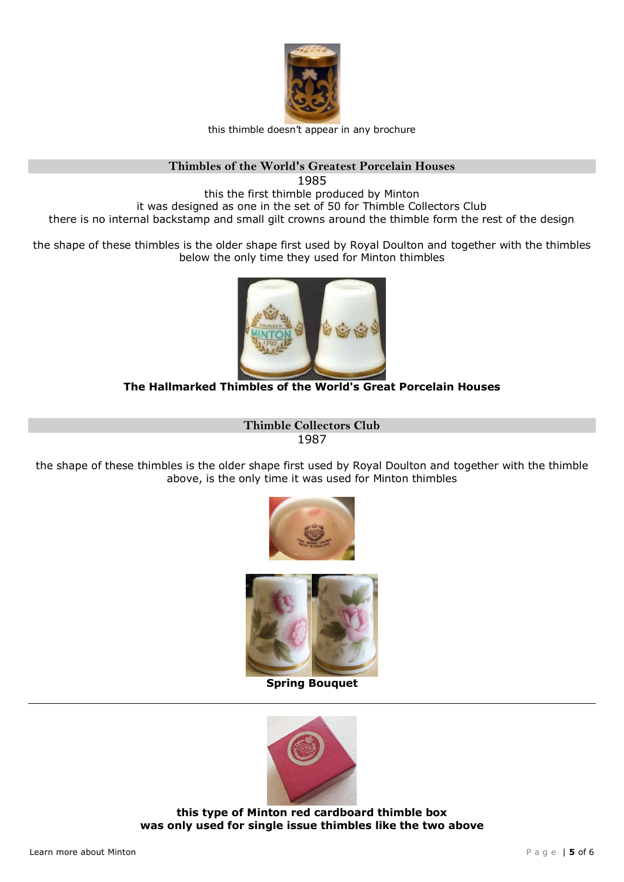this thimble doesn't appear in any brochure

## Thimbles of the World's Greatest Porcelain Houses

1985

this the first thimble produced by Minton
it was designed as one in the set of 50 for Thimble Collectors Club
there is no internal backstamp and small gilt crowns around the thimble form the rest of the design

the shape of these thimbles is the older shape first used by Royal Doulton and together with the thimbles below the only time they used for Minton thimbles

**The Hallmarked Thimbles of the World's Great Porcelain Houses**

## Thimble Collectors Club

1987

the shape of these thimbles is the older shape first used by Royal Doulton and together with the thimble above, is the only time it was used for Minton thimbles

**Spring Bouquet**

---

**this type of Minton red cardboard thimble box**
**was only used for single issue thimbles like the two above**

Learn more about Minton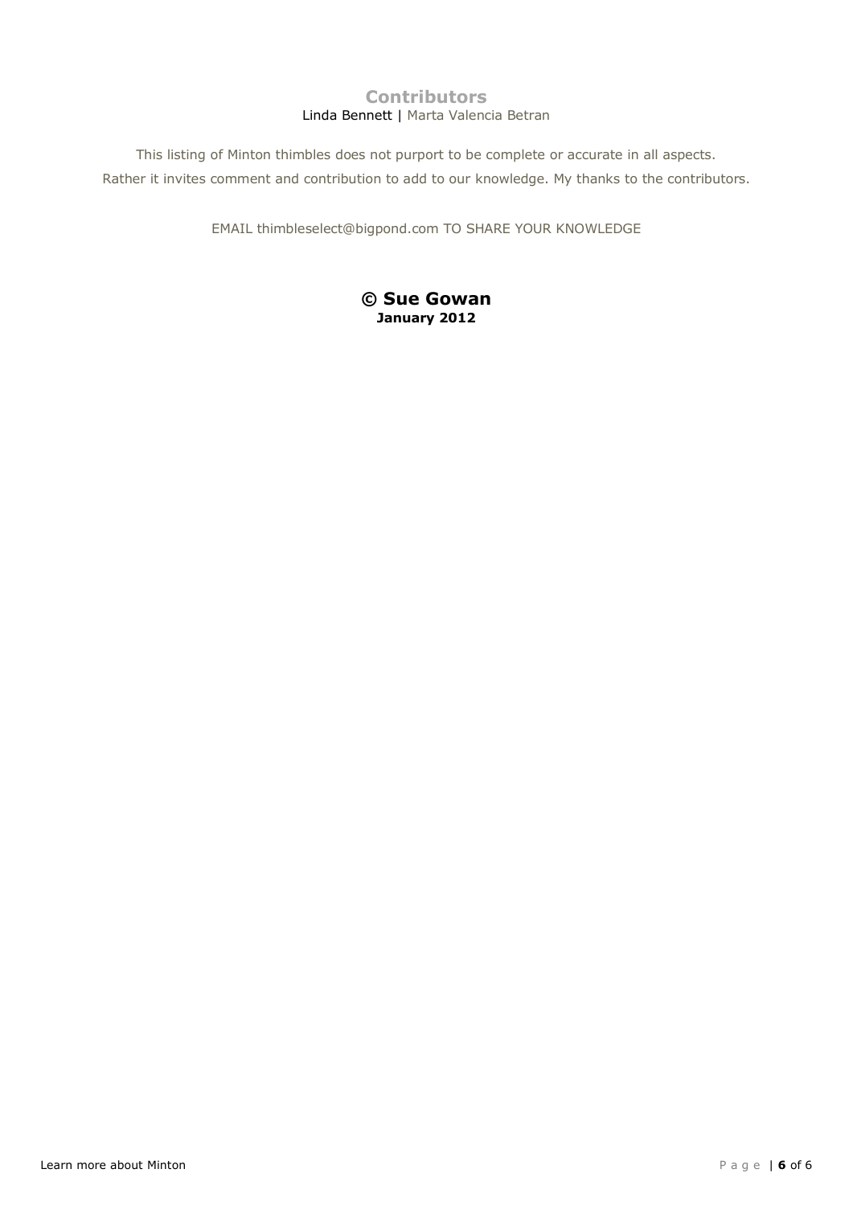## Contributors

Linda Bennett | Marta Valencia Betran

This listing of Minton thimbles does not purport to be complete or accurate in all aspects.
Rather it invites comment and contribution to add to our knowledge. My thanks to the contributors.

EMAIL thimbleselect@bigpond.com TO SHARE YOUR KNOWLEDGE

**© Sue Gowan**
**January 2012**